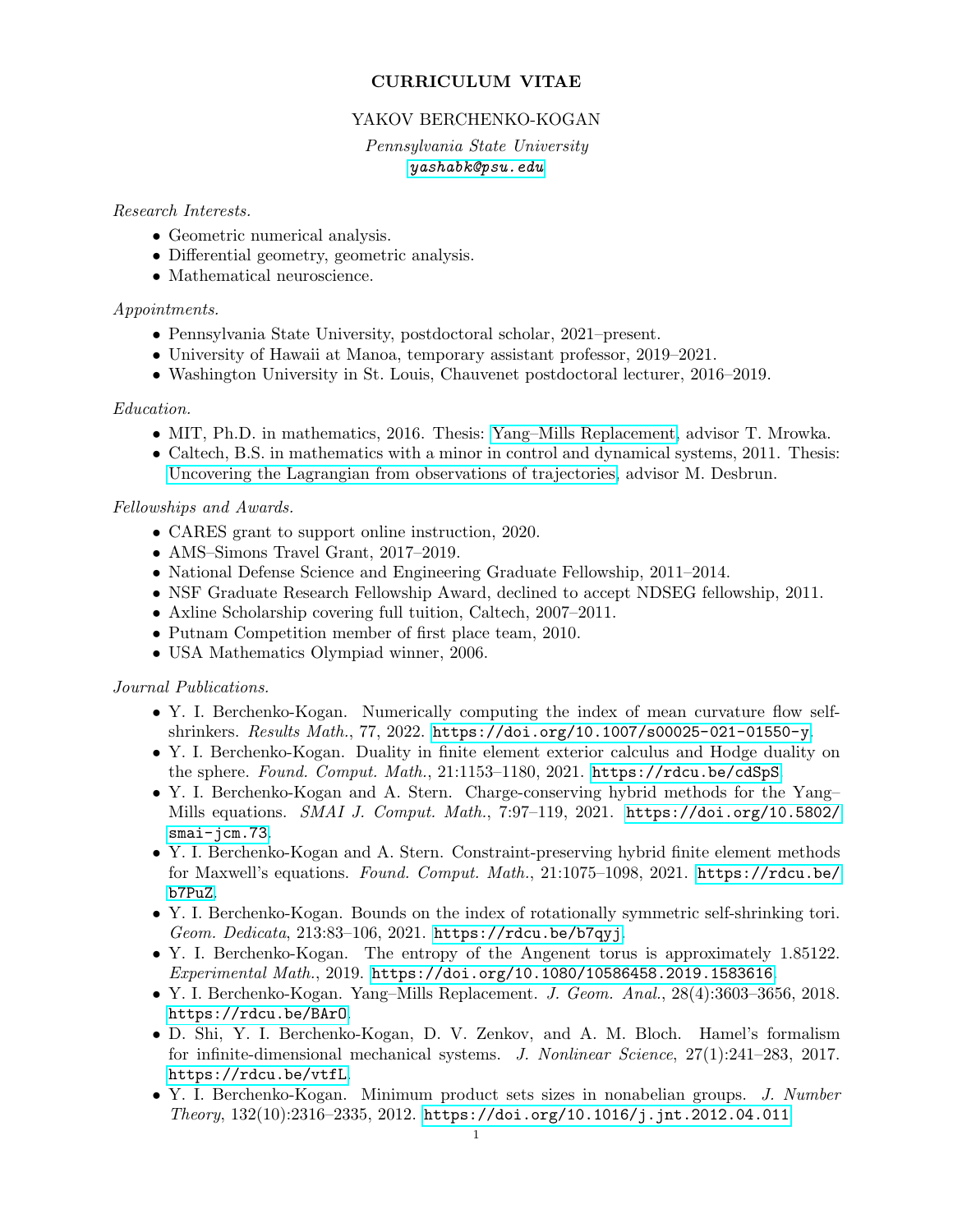# CURRICULUM VITAE

## YAKOV BERCHENKO-KOGAN

*Pennsylvania State University*
*yashabk@psu.edu*

*Research Interests.*

- Geometric numerical analysis.
- Differential geometry, geometric analysis.
- Mathematical neuroscience.

*Appointments.*

- Pennsylvania State University, postdoctoral scholar, 2021–present.
- University of Hawaii at Manoa, temporary assistant professor, 2019–2021.
- Washington University in St. Louis, Chauvenet postdoctoral lecturer, 2016–2019.

*Education.*

- MIT, Ph.D. in mathematics, 2016. Thesis: Yang–Mills Replacement, advisor T. Mrowka.
- Caltech, B.S. in mathematics with a minor in control and dynamical systems, 2011. Thesis: Uncovering the Lagrangian from observations of trajectories, advisor M. Desbrun.

*Fellowships and Awards.*

- CARES grant to support online instruction, 2020.
- AMS–Simons Travel Grant, 2017–2019.
- National Defense Science and Engineering Graduate Fellowship, 2011–2014.
- NSF Graduate Research Fellowship Award, declined to accept NDSEG fellowship, 2011.
- Axline Scholarship covering full tuition, Caltech, 2007–2011.
- Putnam Competition member of first place team, 2010.
- USA Mathematics Olympiad winner, 2006.

*Journal Publications.*

- Y. I. Berchenko-Kogan. Numerically computing the index of mean curvature flow self-shrinkers. *Results Math.*, 77, 2022. `https://doi.org/10.1007/s00025-021-01550-y`.
- Y. I. Berchenko-Kogan. Duality in finite element exterior calculus and Hodge duality on the sphere. *Found. Comput. Math.*, 21:1153–1180, 2021. `https://rdcu.be/cdSpS`.
- Y. I. Berchenko-Kogan and A. Stern. Charge-conserving hybrid methods for the Yang–Mills equations. *SMAI J. Comput. Math.*, 7:97–119, 2021. `https://doi.org/10.5802/smai-jcm.73`.
- Y. I. Berchenko-Kogan and A. Stern. Constraint-preserving hybrid finite element methods for Maxwell's equations. *Found. Comput. Math.*, 21:1075–1098, 2021. `https://rdcu.be/b7PuZ`.
- Y. I. Berchenko-Kogan. Bounds on the index of rotationally symmetric self-shrinking tori. *Geom. Dedicata*, 213:83–106, 2021. `https://rdcu.be/b7qyj`.
- Y. I. Berchenko-Kogan. The entropy of the Angenent torus is approximately 1.85122. *Experimental Math.*, 2019. `https://doi.org/10.1080/10586458.2019.1583616`.
- Y. I. Berchenko-Kogan. Yang–Mills Replacement. *J. Geom. Anal.*, 28(4):3603–3656, 2018. `https://rdcu.be/BArO`.
- D. Shi, Y. I. Berchenko-Kogan, D. V. Zenkov, and A. M. Bloch. Hamel's formalism for infinite-dimensional mechanical systems. *J. Nonlinear Science*, 27(1):241–283, 2017. `https://rdcu.be/vtfL`.
- Y. I. Berchenko-Kogan. Minimum product sets sizes in nonabelian groups. *J. Number Theory*, 132(10):2316–2335, 2012. `https://doi.org/10.1016/j.jnt.2012.04.011`.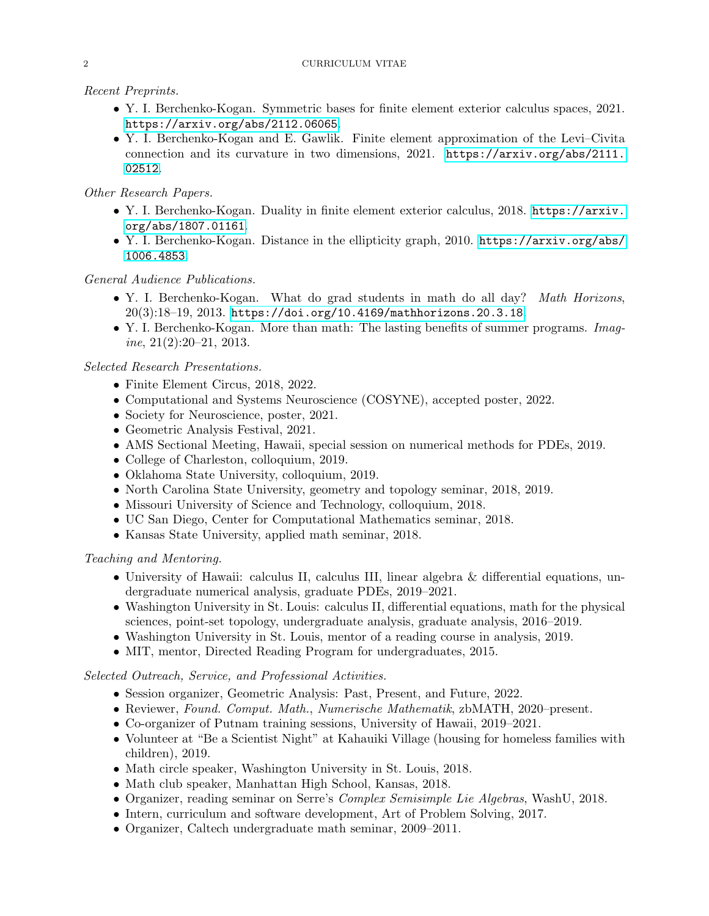*Recent Preprints.*

- Y. I. Berchenko-Kogan. Symmetric bases for finite element exterior calculus spaces, 2021. https://arxiv.org/abs/2112.06065.
- Y. I. Berchenko-Kogan and E. Gawlik. Finite element approximation of the Levi–Civita connection and its curvature in two dimensions, 2021. https://arxiv.org/abs/2111.02512.

*Other Research Papers.*

- Y. I. Berchenko-Kogan. Duality in finite element exterior calculus, 2018. https://arxiv.org/abs/1807.01161.
- Y. I. Berchenko-Kogan. Distance in the ellipticity graph, 2010. https://arxiv.org/abs/1006.4853.

*General Audience Publications.*

- Y. I. Berchenko-Kogan. What do grad students in math do all day? *Math Horizons*, 20(3):18–19, 2013. https://doi.org/10.4169/mathhorizons.20.3.18.
- Y. I. Berchenko-Kogan. More than math: The lasting benefits of summer programs. *Imagine*, 21(2):20–21, 2013.

*Selected Research Presentations.*

- Finite Element Circus, 2018, 2022.
- Computational and Systems Neuroscience (COSYNE), accepted poster, 2022.
- Society for Neuroscience, poster, 2021.
- Geometric Analysis Festival, 2021.
- AMS Sectional Meeting, Hawaii, special session on numerical methods for PDEs, 2019.
- College of Charleston, colloquium, 2019.
- Oklahoma State University, colloquium, 2019.
- North Carolina State University, geometry and topology seminar, 2018, 2019.
- Missouri University of Science and Technology, colloquium, 2018.
- UC San Diego, Center for Computational Mathematics seminar, 2018.
- Kansas State University, applied math seminar, 2018.

*Teaching and Mentoring.*

- University of Hawaii: calculus II, calculus III, linear algebra & differential equations, undergraduate numerical analysis, graduate PDEs, 2019–2021.
- Washington University in St. Louis: calculus II, differential equations, math for the physical sciences, point-set topology, undergraduate analysis, graduate analysis, 2016–2019.
- Washington University in St. Louis, mentor of a reading course in analysis, 2019.
- MIT, mentor, Directed Reading Program for undergraduates, 2015.

*Selected Outreach, Service, and Professional Activities.*

- Session organizer, Geometric Analysis: Past, Present, and Future, 2022.
- Reviewer, *Found. Comput. Math.*, *Numerische Mathematik*, zbMATH, 2020–present.
- Co-organizer of Putnam training sessions, University of Hawaii, 2019–2021.
- Volunteer at "Be a Scientist Night" at Kahauiki Village (housing for homeless families with children), 2019.
- Math circle speaker, Washington University in St. Louis, 2018.
- Math club speaker, Manhattan High School, Kansas, 2018.
- Organizer, reading seminar on Serre's *Complex Semisimple Lie Algebras*, WashU, 2018.
- Intern, curriculum and software development, Art of Problem Solving, 2017.
- Organizer, Caltech undergraduate math seminar, 2009–2011.